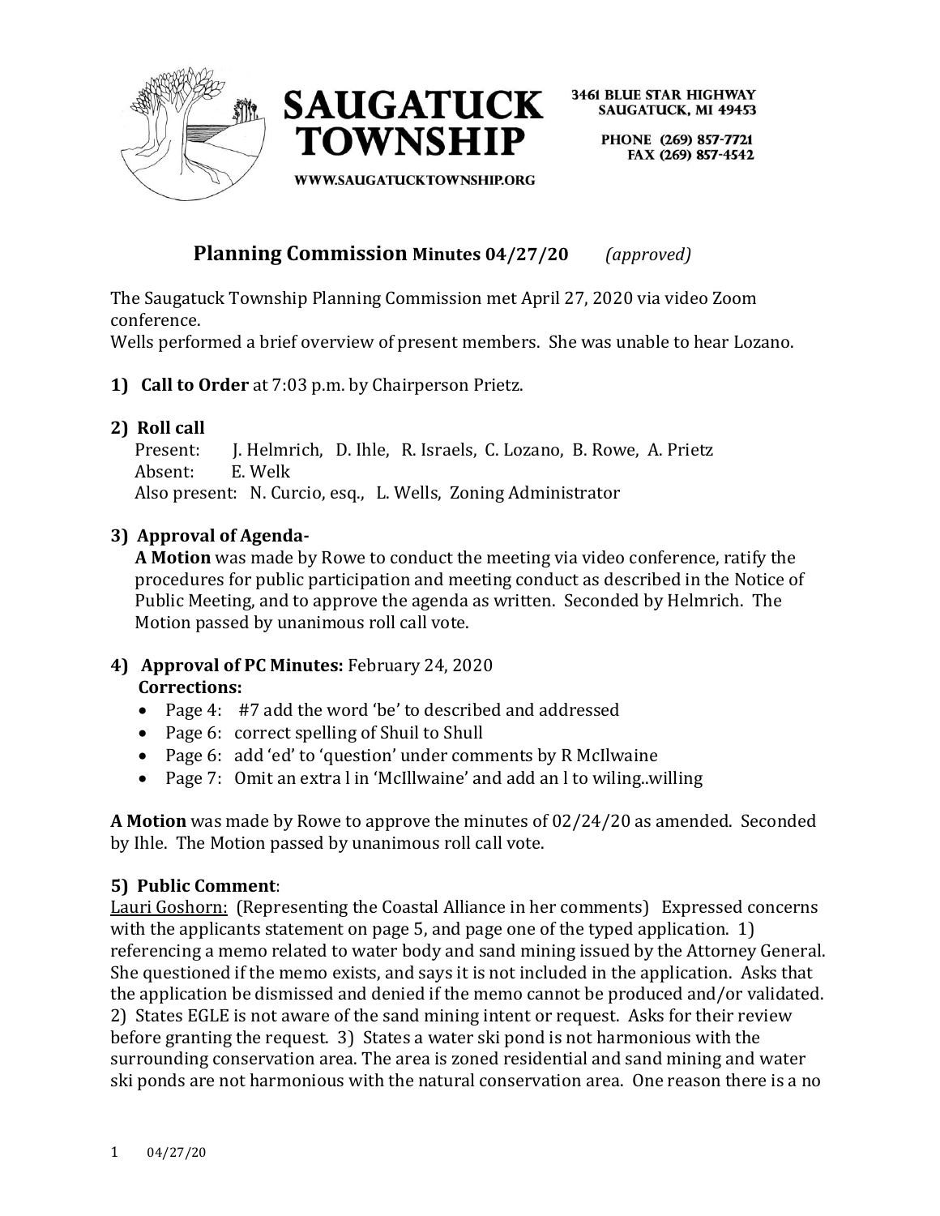**SAUGATUCK TOWNSHIP**

WWW.SAUGATUCKTOWNSHIP.ORG

3461 BLUE STAR HIGHWAY
SAUGATUCK, MI 49453

PHONE (269) 857-7721
FAX (269) 857-4542

# Planning Commission Minutes 04/27/20 *(approved)*

The Saugatuck Township Planning Commission met April 27, 2020 via video Zoom conference.
Wells performed a brief overview of present members. She was unable to hear Lozano.

**1) Call to Order** at 7:03 p.m. by Chairperson Prietz.

**2) Roll call**
Present: J. Helmrich, D. Ihle, R. Israels, C. Lozano, B. Rowe, A. Prietz
Absent: E. Welk
Also present: N. Curcio, esq., L. Wells, Zoning Administrator

**3) Approval of Agenda-**
**A Motion** was made by Rowe to conduct the meeting via video conference, ratify the procedures for public participation and meeting conduct as described in the Notice of Public Meeting, and to approve the agenda as written. Seconded by Helmrich. The Motion passed by unanimous roll call vote.

**4) Approval of PC Minutes:** February 24, 2020
**Corrections:**

- Page 4: #7 add the word 'be' to described and addressed
- Page 6: correct spelling of Shuil to Shull
- Page 6: add 'ed' to 'question' under comments by R McIlwaine
- Page 7: Omit an extra l in 'McIllwaine' and add an l to wiling..willing

**A Motion** was made by Rowe to approve the minutes of 02/24/20 as amended. Seconded by Ihle. The Motion passed by unanimous roll call vote.

**5) Public Comment**:
Lauri Goshorn: (Representing the Coastal Alliance in her comments) Expressed concerns with the applicants statement on page 5, and page one of the typed application. 1) referencing a memo related to water body and sand mining issued by the Attorney General. She questioned if the memo exists, and says it is not included in the application. Asks that the application be dismissed and denied if the memo cannot be produced and/or validated. 2) States EGLE is not aware of the sand mining intent or request. Asks for their review before granting the request. 3) States a water ski pond is not harmonious with the surrounding conservation area. The area is zoned residential and sand mining and water ski ponds are not harmonious with the natural conservation area. One reason there is a no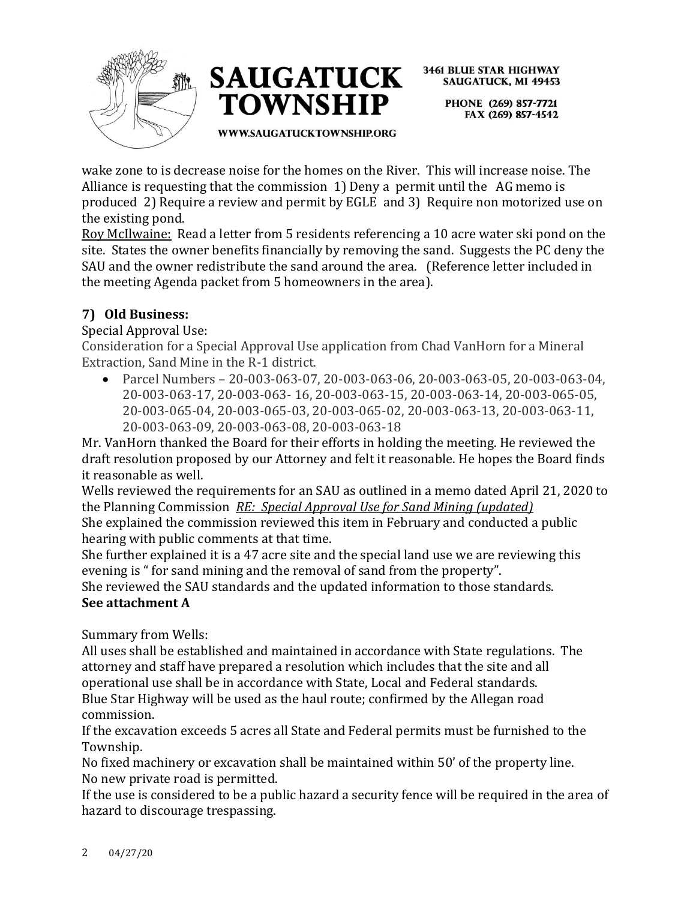wake zone to is decrease noise for the homes on the River. This will increase noise. The Alliance is requesting that the commission 1) Deny a permit until the AG memo is produced 2) Require a review and permit by EGLE and 3) Require non motorized use on the existing pond.

Roy McIlwaine: Read a letter from 5 residents referencing a 10 acre water ski pond on the site. States the owner benefits financially by removing the sand. Suggests the PC deny the SAU and the owner redistribute the sand around the area. (Reference letter included in the meeting Agenda packet from 5 homeowners in the area).

## 7) Old Business:

Special Approval Use:

Consideration for a Special Approval Use application from Chad VanHorn for a Mineral Extraction, Sand Mine in the R-1 district.

- Parcel Numbers – 20-003-063-07, 20-003-063-06, 20-003-063-05, 20-003-063-04, 20-003-063-17, 20-003-063- 16, 20-003-063-15, 20-003-063-14, 20-003-065-05, 20-003-065-04, 20-003-065-03, 20-003-065-02, 20-003-063-13, 20-003-063-11, 20-003-063-09, 20-003-063-08, 20-003-063-18

Mr. VanHorn thanked the Board for their efforts in holding the meeting. He reviewed the draft resolution proposed by our Attorney and felt it reasonable. He hopes the Board finds it reasonable as well.

Wells reviewed the requirements for an SAU as outlined in a memo dated April 21, 2020 to the Planning Commission *RE: Special Approval Use for Sand Mining (updated)*

She explained the commission reviewed this item in February and conducted a public hearing with public comments at that time.

She further explained it is a 47 acre site and the special land use we are reviewing this evening is " for sand mining and the removal of sand from the property".

She reviewed the SAU standards and the updated information to those standards.

**See attachment A**

Summary from Wells:

All uses shall be established and maintained in accordance with State regulations. The attorney and staff have prepared a resolution which includes that the site and all operational use shall be in accordance with State, Local and Federal standards.

Blue Star Highway will be used as the haul route; confirmed by the Allegan road commission.

If the excavation exceeds 5 acres all State and Federal permits must be furnished to the Township.

No fixed machinery or excavation shall be maintained within 50' of the property line.

No new private road is permitted.

If the use is considered to be a public hazard a security fence will be required in the area of hazard to discourage trespassing.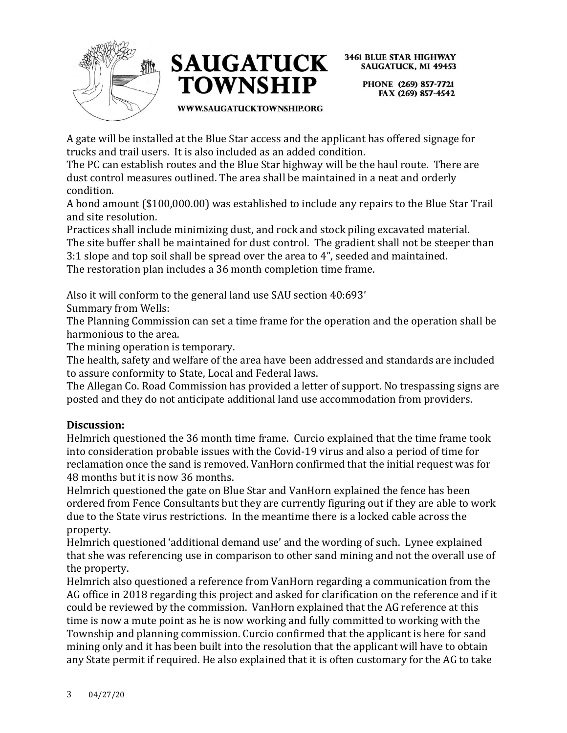A gate will be installed at the Blue Star access and the applicant has offered signage for trucks and trail users. It is also included as an added condition.
The PC can establish routes and the Blue Star highway will be the haul route. There are dust control measures outlined. The area shall be maintained in a neat and orderly condition.
A bond amount ($100,000.00) was established to include any repairs to the Blue Star Trail and site resolution.
Practices shall include minimizing dust, and rock and stock piling excavated material.
The site buffer shall be maintained for dust control. The gradient shall not be steeper than 3:1 slope and top soil shall be spread over the area to 4", seeded and maintained.
The restoration plan includes a 36 month completion time frame.

Also it will conform to the general land use SAU section 40:693'
Summary from Wells:
The Planning Commission can set a time frame for the operation and the operation shall be harmonious to the area.
The mining operation is temporary.
The health, safety and welfare of the area have been addressed and standards are included to assure conformity to State, Local and Federal laws.
The Allegan Co. Road Commission has provided a letter of support. No trespassing signs are posted and they do not anticipate additional land use accommodation from providers.

**Discussion:**
Helmrich questioned the 36 month time frame. Curcio explained that the time frame took into consideration probable issues with the Covid-19 virus and also a period of time for reclamation once the sand is removed. VanHorn confirmed that the initial request was for 48 months but it is now 36 months.
Helmrich questioned the gate on Blue Star and VanHorn explained the fence has been ordered from Fence Consultants but they are currently figuring out if they are able to work due to the State virus restrictions. In the meantime there is a locked cable across the property.
Helmrich questioned 'additional demand use' and the wording of such. Lynee explained that she was referencing use in comparison to other sand mining and not the overall use of the property.
Helmrich also questioned a reference from VanHorn regarding a communication from the AG office in 2018 regarding this project and asked for clarification on the reference and if it could be reviewed by the commission. VanHorn explained that the AG reference at this time is now a mute point as he is now working and fully committed to working with the Township and planning commission. Curcio confirmed that the applicant is here for sand mining only and it has been built into the resolution that the applicant will have to obtain any State permit if required. He also explained that it is often customary for the AG to take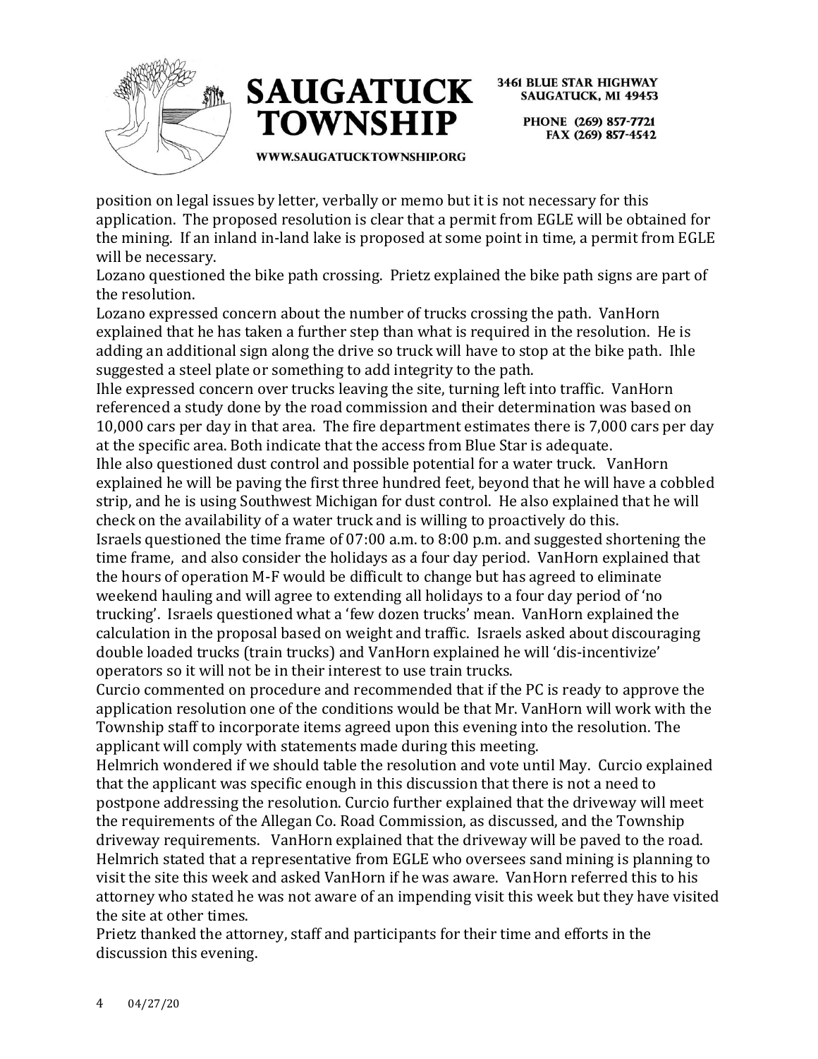position on legal issues by letter, verbally or memo but it is not necessary for this application. The proposed resolution is clear that a permit from EGLE will be obtained for the mining. If an inland in-land lake is proposed at some point in time, a permit from EGLE will be necessary.

Lozano questioned the bike path crossing. Prietz explained the bike path signs are part of the resolution.

Lozano expressed concern about the number of trucks crossing the path. VanHorn explained that he has taken a further step than what is required in the resolution. He is adding an additional sign along the drive so truck will have to stop at the bike path. Ihle suggested a steel plate or something to add integrity to the path.

Ihle expressed concern over trucks leaving the site, turning left into traffic. VanHorn referenced a study done by the road commission and their determination was based on 10,000 cars per day in that area. The fire department estimates there is 7,000 cars per day at the specific area. Both indicate that the access from Blue Star is adequate.

Ihle also questioned dust control and possible potential for a water truck. VanHorn explained he will be paving the first three hundred feet, beyond that he will have a cobbled strip, and he is using Southwest Michigan for dust control. He also explained that he will check on the availability of a water truck and is willing to proactively do this.

Israels questioned the time frame of 07:00 a.m. to 8:00 p.m. and suggested shortening the time frame, and also consider the holidays as a four day period. VanHorn explained that the hours of operation M-F would be difficult to change but has agreed to eliminate weekend hauling and will agree to extending all holidays to a four day period of 'no trucking'. Israels questioned what a 'few dozen trucks' mean. VanHorn explained the calculation in the proposal based on weight and traffic. Israels asked about discouraging double loaded trucks (train trucks) and VanHorn explained he will 'dis-incentivize' operators so it will not be in their interest to use train trucks.

Curcio commented on procedure and recommended that if the PC is ready to approve the application resolution one of the conditions would be that Mr. VanHorn will work with the Township staff to incorporate items agreed upon this evening into the resolution. The applicant will comply with statements made during this meeting.

Helmrich wondered if we should table the resolution and vote until May. Curcio explained that the applicant was specific enough in this discussion that there is not a need to postpone addressing the resolution. Curcio further explained that the driveway will meet the requirements of the Allegan Co. Road Commission, as discussed, and the Township driveway requirements. VanHorn explained that the driveway will be paved to the road.

Helmrich stated that a representative from EGLE who oversees sand mining is planning to visit the site this week and asked VanHorn if he was aware. VanHorn referred this to his attorney who stated he was not aware of an impending visit this week but they have visited the site at other times.

Prietz thanked the attorney, staff and participants for their time and efforts in the discussion this evening.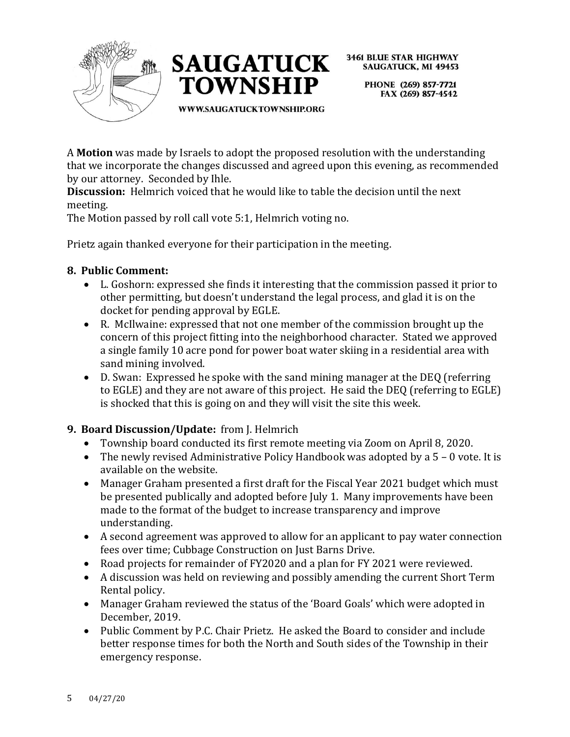A **Motion** was made by Israels to adopt the proposed resolution with the understanding that we incorporate the changes discussed and agreed upon this evening, as recommended by our attorney. Seconded by Ihle.

**Discussion:** Helmrich voiced that he would like to table the decision until the next meeting.

The Motion passed by roll call vote 5:1, Helmrich voting no.

Prietz again thanked everyone for their participation in the meeting.

**8. Public Comment:**

- L. Goshorn: expressed she finds it interesting that the commission passed it prior to other permitting, but doesn't understand the legal process, and glad it is on the docket for pending approval by EGLE.
- R. McIlwaine: expressed that not one member of the commission brought up the concern of this project fitting into the neighborhood character. Stated we approved a single family 10 acre pond for power boat water skiing in a residential area with sand mining involved.
- D. Swan: Expressed he spoke with the sand mining manager at the DEQ (referring to EGLE) and they are not aware of this project. He said the DEQ (referring to EGLE) is shocked that this is going on and they will visit the site this week.

**9. Board Discussion/Update:** from J. Helmrich

- Township board conducted its first remote meeting via Zoom on April 8, 2020.
- The newly revised Administrative Policy Handbook was adopted by a 5 – 0 vote. It is available on the website.
- Manager Graham presented a first draft for the Fiscal Year 2021 budget which must be presented publically and adopted before July 1. Many improvements have been made to the format of the budget to increase transparency and improve understanding.
- A second agreement was approved to allow for an applicant to pay water connection fees over time; Cubbage Construction on Just Barns Drive.
- Road projects for remainder of FY2020 and a plan for FY 2021 were reviewed.
- A discussion was held on reviewing and possibly amending the current Short Term Rental policy.
- Manager Graham reviewed the status of the 'Board Goals' which were adopted in December, 2019.
- Public Comment by P.C. Chair Prietz. He asked the Board to consider and include better response times for both the North and South sides of the Township in their emergency response.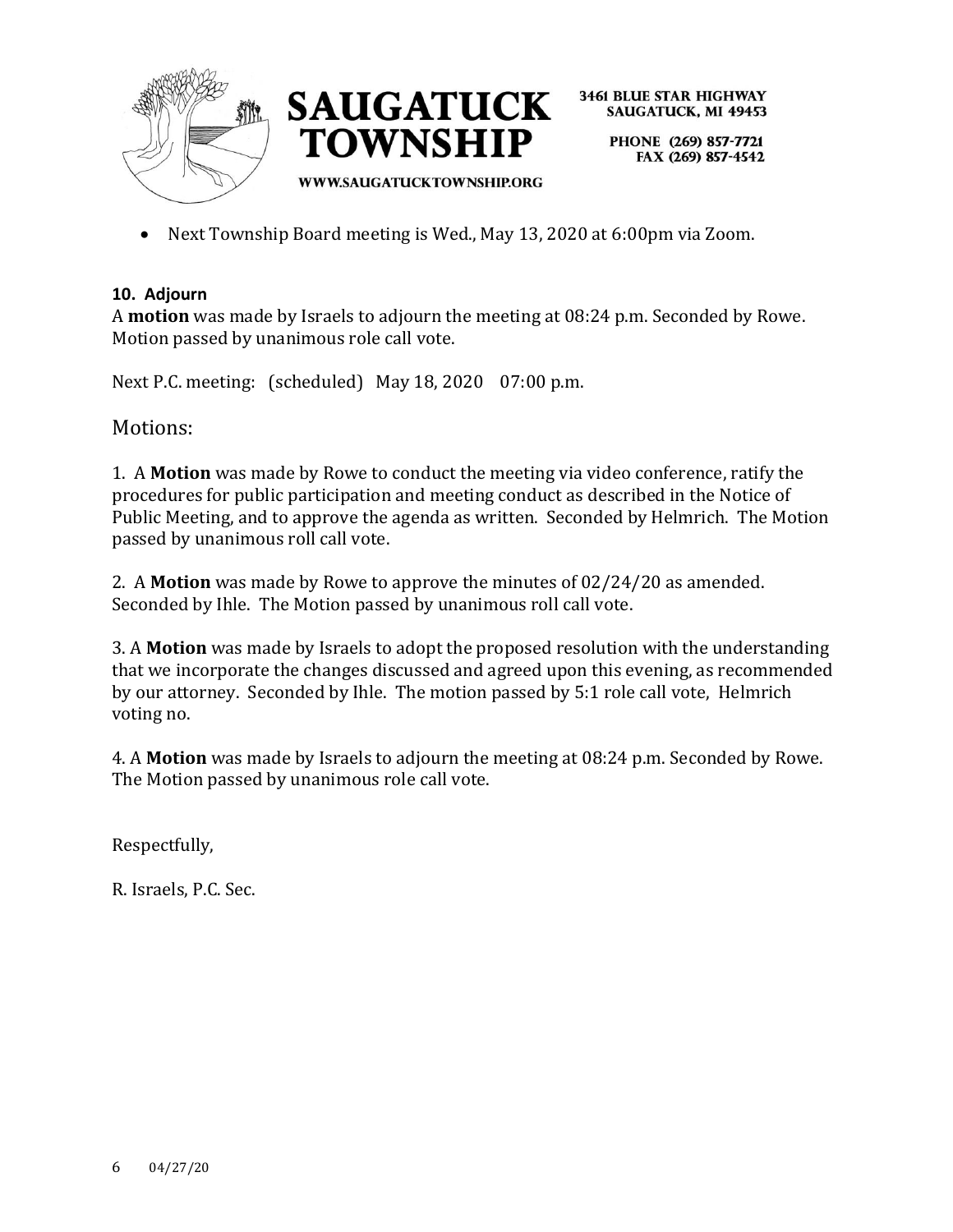- Next Township Board meeting is Wed., May 13, 2020 at 6:00pm via Zoom.

**10. Adjourn**

A **motion** was made by Israels to adjourn the meeting at 08:24 p.m. Seconded by Rowe. Motion passed by unanimous role call vote.

Next P.C. meeting: (scheduled) May 18, 2020 07:00 p.m.

## Motions:

1. A **Motion** was made by Rowe to conduct the meeting via video conference, ratify the procedures for public participation and meeting conduct as described in the Notice of Public Meeting, and to approve the agenda as written. Seconded by Helmrich. The Motion passed by unanimous roll call vote.

2. A **Motion** was made by Rowe to approve the minutes of 02/24/20 as amended. Seconded by Ihle. The Motion passed by unanimous roll call vote.

3. A **Motion** was made by Israels to adopt the proposed resolution with the understanding that we incorporate the changes discussed and agreed upon this evening, as recommended by our attorney. Seconded by Ihle. The motion passed by 5:1 role call vote, Helmrich voting no.

4. A **Motion** was made by Israels to adjourn the meeting at 08:24 p.m. Seconded by Rowe. The Motion passed by unanimous role call vote.

Respectfully,

R. Israels, P.C. Sec.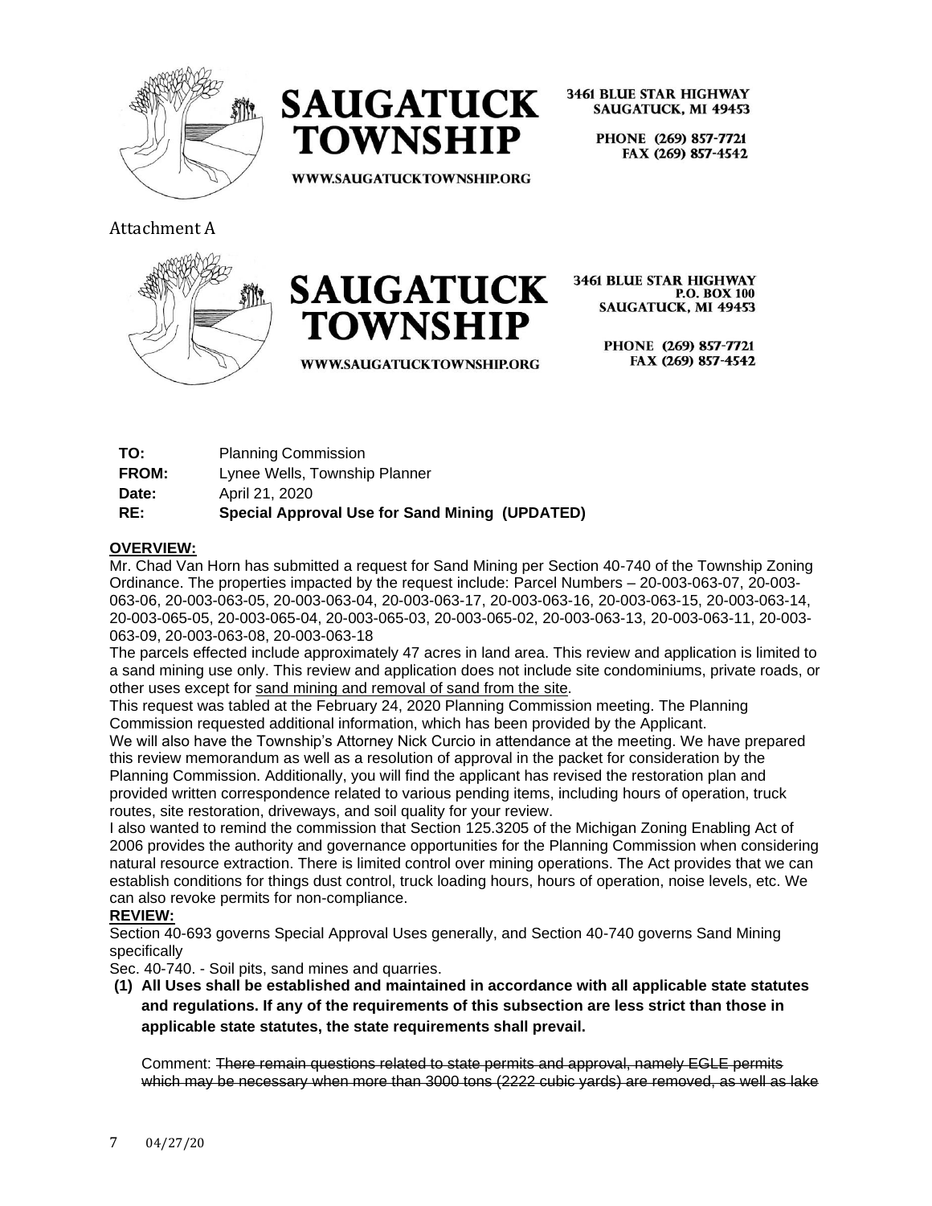**SAUGATUCK TOWNSHIP**

3461 BLUE STAR HIGHWAY
SAUGATUCK, MI 49453

PHONE (269) 857-7721
FAX (269) 857-4542

WWW.SAUGATUCKTOWNSHIP.ORG

Attachment A

**SAUGATUCK TOWNSHIP**

3461 BLUE STAR HIGHWAY
P.O. BOX 100
SAUGATUCK, MI 49453

PHONE (269) 857-7721
FAX (269) 857-4542

WWW.SAUGATUCKTOWNSHIP.ORG

| | |
|---|---|
| **TO:** | Planning Commission |
| **FROM:** | Lynee Wells, Township Planner |
| **Date:** | April 21, 2020 |
| **RE:** | **Special Approval Use for Sand Mining (UPDATED)** |

**OVERVIEW:**

Mr. Chad Van Horn has submitted a request for Sand Mining per Section 40-740 of the Township Zoning Ordinance. The properties impacted by the request include: Parcel Numbers – 20-003-063-07, 20-003-063-06, 20-003-063-05, 20-003-063-04, 20-003-063-17, 20-003-063-16, 20-003-063-15, 20-003-063-14, 20-003-065-05, 20-003-065-04, 20-003-065-03, 20-003-065-02, 20-003-063-13, 20-003-063-11, 20-003-063-09, 20-003-063-08, 20-003-063-18

The parcels effected include approximately 47 acres in land area. This review and application is limited to a sand mining use only. This review and application does not include site condominiums, private roads, or other uses except for <u>sand mining and removal of sand from the site</u>.

This request was tabled at the February 24, 2020 Planning Commission meeting. The Planning Commission requested additional information, which has been provided by the Applicant.

We will also have the Township's Attorney Nick Curcio in attendance at the meeting. We have prepared this review memorandum as well as a resolution of approval in the packet for consideration by the Planning Commission. Additionally, you will find the applicant has revised the restoration plan and provided written correspondence related to various pending items, including hours of operation, truck routes, site restoration, driveways, and soil quality for your review.

I also wanted to remind the commission that Section 125.3205 of the Michigan Zoning Enabling Act of 2006 provides the authority and governance opportunities for the Planning Commission when considering natural resource extraction. There is limited control over mining operations. The Act provides that we can establish conditions for things dust control, truck loading hours, hours of operation, noise levels, etc. We can also revoke permits for non-compliance.

**REVIEW:**

Section 40-693 governs Special Approval Uses generally, and Section 40-740 governs Sand Mining specifically

Sec. 40-740. - Soil pits, sand mines and quarries.

**(1) All Uses shall be established and maintained in accordance with all applicable state statutes and regulations. If any of the requirements of this subsection are less strict than those in applicable state statutes, the state requirements shall prevail.**

Comment: ~~There remain questions related to state permits and approval, namely EGLE permits which may be necessary when more than 3000 tons (2222 cubic yards) are removed, as well as lake~~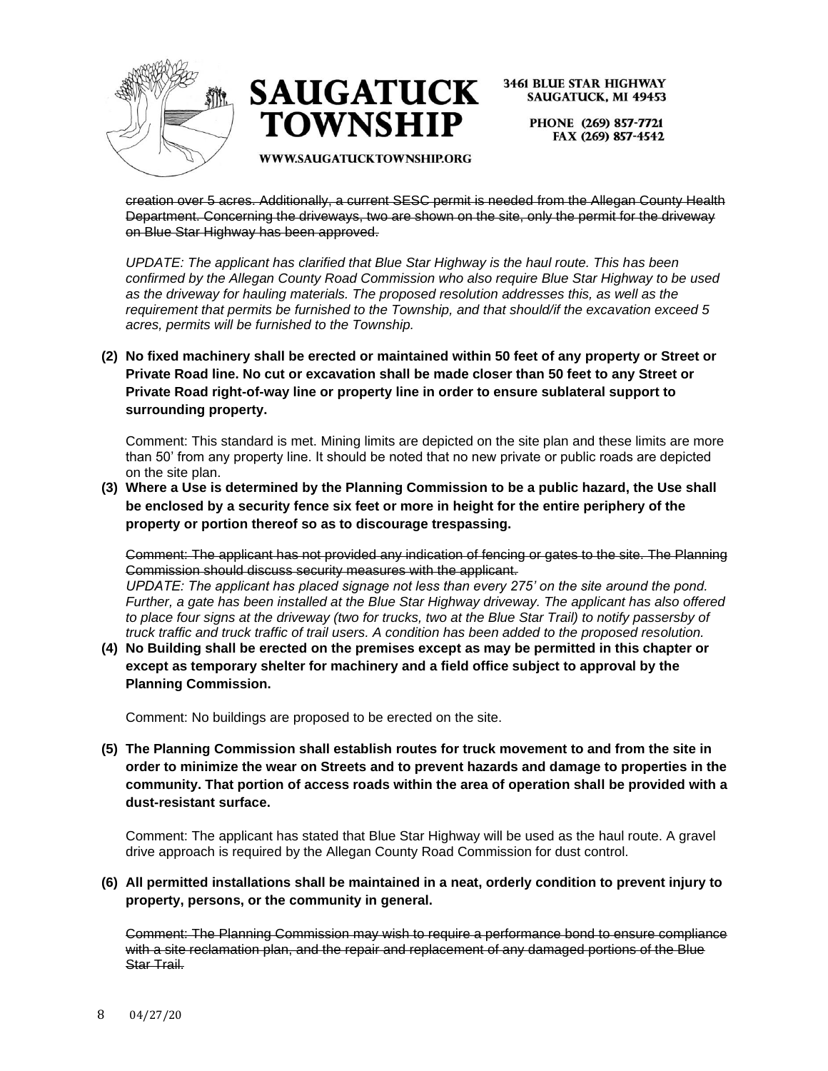~~creation over 5 acres. Additionally, a current SESC permit is needed from the Allegan County Health Department. Concerning the driveways, two are shown on the site, only the permit for the driveway on Blue Star Highway has been approved.~~

*UPDATE: The applicant has clarified that Blue Star Highway is the haul route. This has been confirmed by the Allegan County Road Commission who also require Blue Star Highway to be used as the driveway for hauling materials. The proposed resolution addresses this, as well as the requirement that permits be furnished to the Township, and that should/if the excavation exceed 5 acres, permits will be furnished to the Township.*

**(2) No fixed machinery shall be erected or maintained within 50 feet of any property or Street or Private Road line. No cut or excavation shall be made closer than 50 feet to any Street or Private Road right-of-way line or property line in order to ensure sublateral support to surrounding property.**

Comment: This standard is met. Mining limits are depicted on the site plan and these limits are more than 50' from any property line. It should be noted that no new private or public roads are depicted on the site plan.

**(3) Where a Use is determined by the Planning Commission to be a public hazard, the Use shall be enclosed by a security fence six feet or more in height for the entire periphery of the property or portion thereof so as to discourage trespassing.**

~~Comment: The applicant has not provided any indication of fencing or gates to the site. The Planning Commission should discuss security measures with the applicant.~~

*UPDATE: The applicant has placed signage not less than every 275' on the site around the pond. Further, a gate has been installed at the Blue Star Highway driveway. The applicant has also offered to place four signs at the driveway (two for trucks, two at the Blue Star Trail) to notify passersby of truck traffic and truck traffic of trail users. A condition has been added to the proposed resolution.*

**(4) No Building shall be erected on the premises except as may be permitted in this chapter or except as temporary shelter for machinery and a field office subject to approval by the Planning Commission.**

Comment: No buildings are proposed to be erected on the site.

**(5) The Planning Commission shall establish routes for truck movement to and from the site in order to minimize the wear on Streets and to prevent hazards and damage to properties in the community. That portion of access roads within the area of operation shall be provided with a dust-resistant surface.**

Comment: The applicant has stated that Blue Star Highway will be used as the haul route. A gravel drive approach is required by the Allegan County Road Commission for dust control.

**(6) All permitted installations shall be maintained in a neat, orderly condition to prevent injury to property, persons, or the community in general.**

~~Comment: The Planning Commission may wish to require a performance bond to ensure compliance with a site reclamation plan, and the repair and replacement of any damaged portions of the Blue Star Trail.~~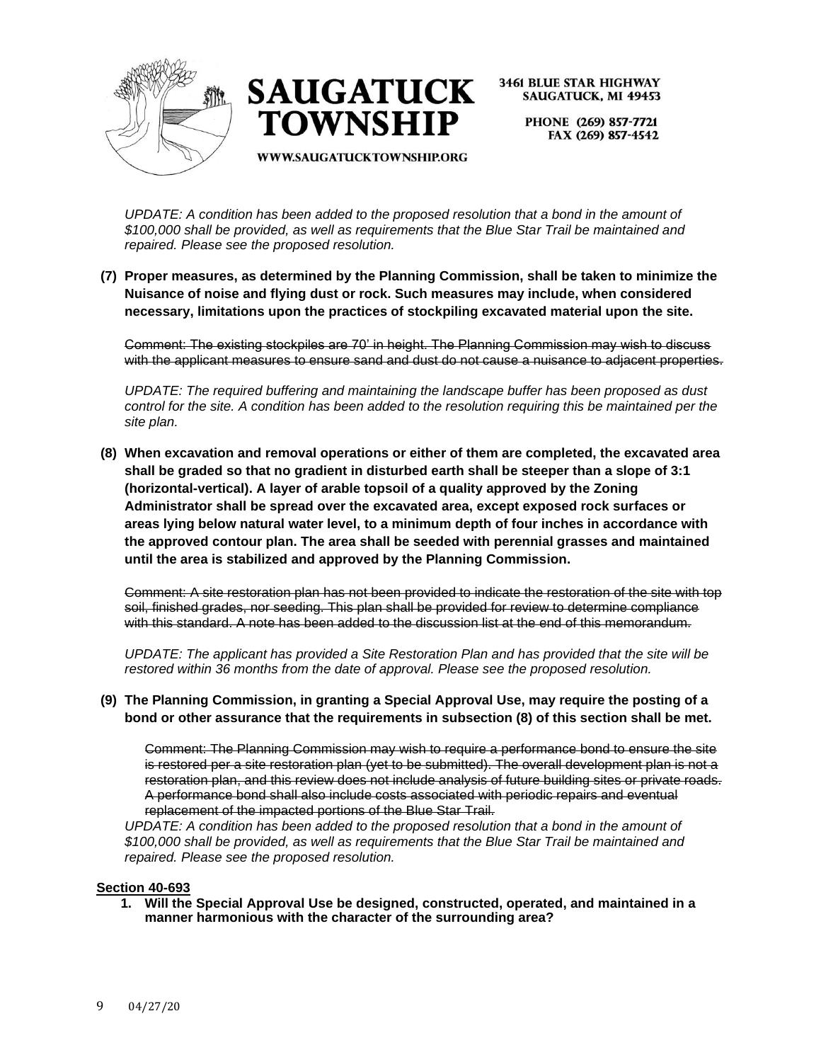*UPDATE: A condition has been added to the proposed resolution that a bond in the amount of $100,000 shall be provided, as well as requirements that the Blue Star Trail be maintained and repaired. Please see the proposed resolution.*

**(7) Proper measures, as determined by the Planning Commission, shall be taken to minimize the Nuisance of noise and flying dust or rock. Such measures may include, when considered necessary, limitations upon the practices of stockpiling excavated material upon the site.**

~~Comment: The existing stockpiles are 70' in height. The Planning Commission may wish to discuss with the applicant measures to ensure sand and dust do not cause a nuisance to adjacent properties.~~

*UPDATE: The required buffering and maintaining the landscape buffer has been proposed as dust control for the site. A condition has been added to the resolution requiring this be maintained per the site plan.*

**(8) When excavation and removal operations or either of them are completed, the excavated area shall be graded so that no gradient in disturbed earth shall be steeper than a slope of 3:1 (horizontal-vertical). A layer of arable topsoil of a quality approved by the Zoning Administrator shall be spread over the excavated area, except exposed rock surfaces or areas lying below natural water level, to a minimum depth of four inches in accordance with the approved contour plan. The area shall be seeded with perennial grasses and maintained until the area is stabilized and approved by the Planning Commission.**

~~Comment: A site restoration plan has not been provided to indicate the restoration of the site with top soil, finished grades, nor seeding. This plan shall be provided for review to determine compliance with this standard. A note has been added to the discussion list at the end of this memorandum.~~

*UPDATE: The applicant has provided a Site Restoration Plan and has provided that the site will be restored within 36 months from the date of approval. Please see the proposed resolution.*

**(9) The Planning Commission, in granting a Special Approval Use, may require the posting of a bond or other assurance that the requirements in subsection (8) of this section shall be met.**

~~Comment: The Planning Commission may wish to require a performance bond to ensure the site is restored per a site restoration plan (yet to be submitted). The overall development plan is not a restoration plan, and this review does not include analysis of future building sites or private roads. A performance bond shall also include costs associated with periodic repairs and eventual replacement of the impacted portions of the Blue Star Trail.~~

*UPDATE: A condition has been added to the proposed resolution that a bond in the amount of $100,000 shall be provided, as well as requirements that the Blue Star Trail be maintained and repaired. Please see the proposed resolution.*

**<u>Section 40-693</u>**

1. **Will the Special Approval Use be designed, constructed, operated, and maintained in a manner harmonious with the character of the surrounding area?**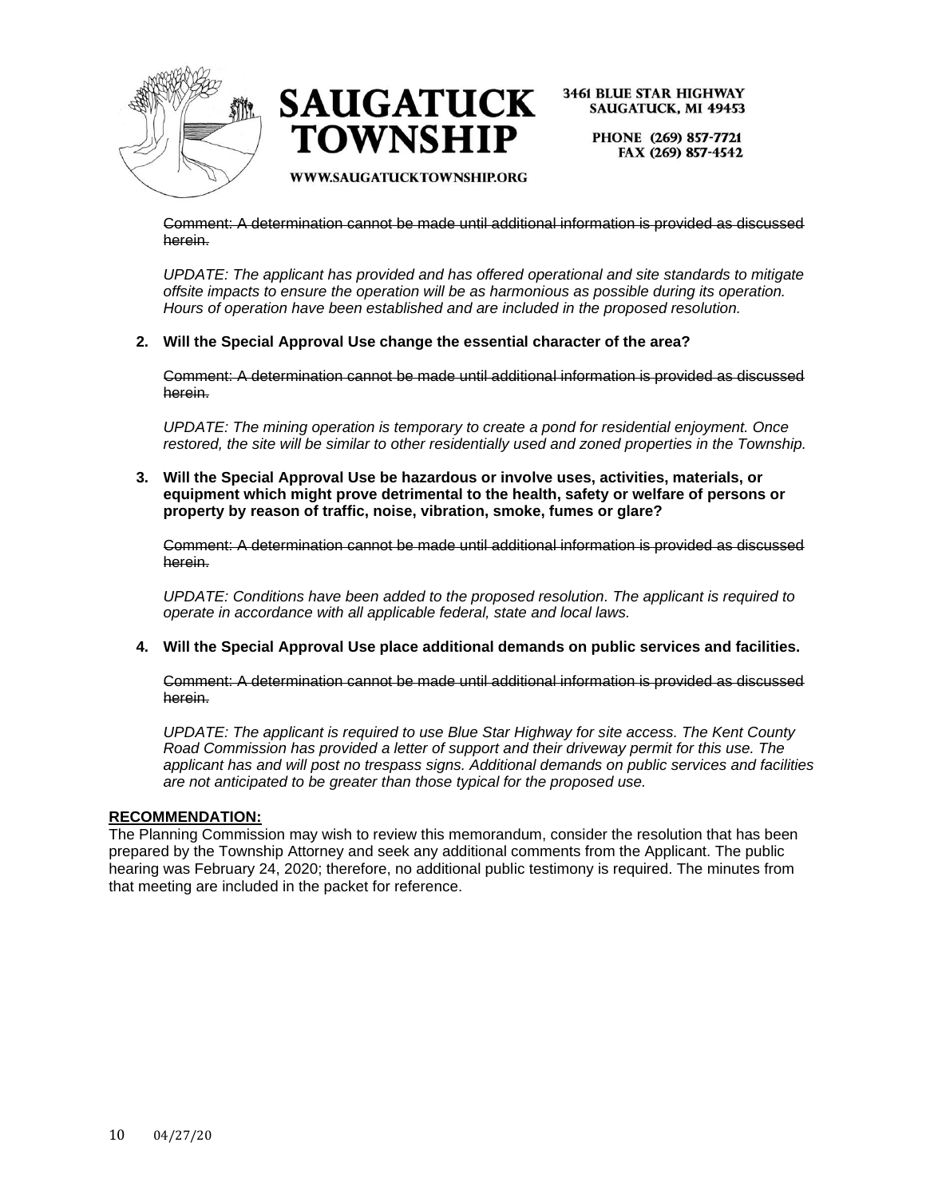~~Comment: A determination cannot be made until additional information is provided as discussed herein.~~

*UPDATE: The applicant has provided and has offered operational and site standards to mitigate offsite impacts to ensure the operation will be as harmonious as possible during its operation. Hours of operation have been established and are included in the proposed resolution.*

**2. Will the Special Approval Use change the essential character of the area?**

~~Comment: A determination cannot be made until additional information is provided as discussed herein.~~

*UPDATE: The mining operation is temporary to create a pond for residential enjoyment. Once restored, the site will be similar to other residentially used and zoned properties in the Township.*

**3. Will the Special Approval Use be hazardous or involve uses, activities, materials, or equipment which might prove detrimental to the health, safety or welfare of persons or property by reason of traffic, noise, vibration, smoke, fumes or glare?**

~~Comment: A determination cannot be made until additional information is provided as discussed herein.~~

*UPDATE: Conditions have been added to the proposed resolution. The applicant is required to operate in accordance with all applicable federal, state and local laws.*

**4. Will the Special Approval Use place additional demands on public services and facilities.**

~~Comment: A determination cannot be made until additional information is provided as discussed herein.~~

*UPDATE: The applicant is required to use Blue Star Highway for site access. The Kent County Road Commission has provided a letter of support and their driveway permit for this use. The applicant has and will post no trespass signs. Additional demands on public services and facilities are not anticipated to be greater than those typical for the proposed use.*

**RECOMMENDATION:**

The Planning Commission may wish to review this memorandum, consider the resolution that has been prepared by the Township Attorney and seek any additional comments from the Applicant. The public hearing was February 24, 2020; therefore, no additional public testimony is required. The minutes from that meeting are included in the packet for reference.